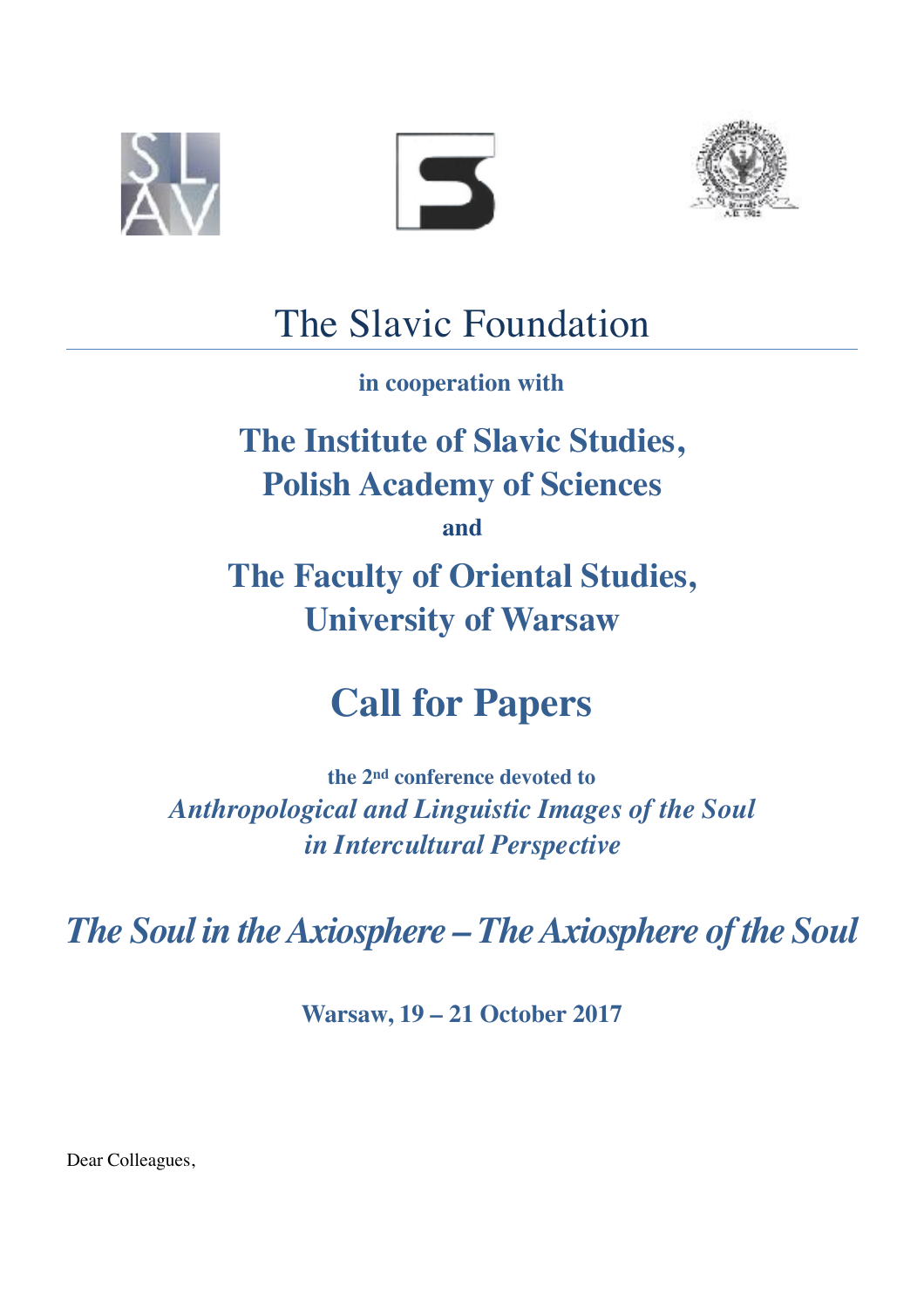# The Slavic Foundation

**in cooperation with**

## The Institute of Slavic Studies, Polish Academy of Sciences

**and**

## The Faculty of Oriental Studies, University of Warsaw

# Call for Papers

**the 2nd conference devoted to**
***Anthropological and Linguistic Images of the Soul in Intercultural Perspective***

## *The Soul in the Axiosphere – The Axiosphere of the Soul*

**Warsaw, 19 – 21 October 2017**

Dear Colleagues,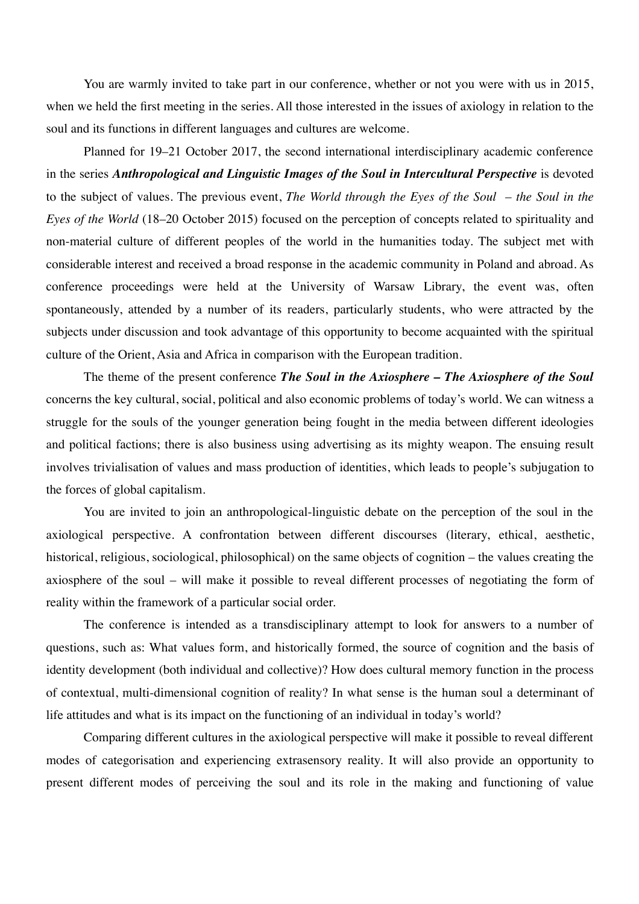You are warmly invited to take part in our conference, whether or not you were with us in 2015, when we held the first meeting in the series. All those interested in the issues of axiology in relation to the soul and its functions in different languages and cultures are welcome.

Planned for 19–21 October 2017, the second international interdisciplinary academic conference in the series ***Anthropological and Linguistic Images of the Soul in Intercultural Perspective*** is devoted to the subject of values. The previous event, *The World through the Eyes of the Soul – the Soul in the Eyes of the World* (18–20 October 2015) focused on the perception of concepts related to spirituality and non-material culture of different peoples of the world in the humanities today. The subject met with considerable interest and received a broad response in the academic community in Poland and abroad. As conference proceedings were held at the University of Warsaw Library, the event was, often spontaneously, attended by a number of its readers, particularly students, who were attracted by the subjects under discussion and took advantage of this opportunity to become acquainted with the spiritual culture of the Orient, Asia and Africa in comparison with the European tradition.

The theme of the present conference ***The Soul in the Axiosphere – The Axiosphere of the Soul*** concerns the key cultural, social, political and also economic problems of today's world. We can witness a struggle for the souls of the younger generation being fought in the media between different ideologies and political factions; there is also business using advertising as its mighty weapon. The ensuing result involves trivialisation of values and mass production of identities, which leads to people's subjugation to the forces of global capitalism.

You are invited to join an anthropological-linguistic debate on the perception of the soul in the axiological perspective. A confrontation between different discourses (literary, ethical, aesthetic, historical, religious, sociological, philosophical) on the same objects of cognition – the values creating the axiosphere of the soul – will make it possible to reveal different processes of negotiating the form of reality within the framework of a particular social order.

The conference is intended as a transdisciplinary attempt to look for answers to a number of questions, such as: What values form, and historically formed, the source of cognition and the basis of identity development (both individual and collective)? How does cultural memory function in the process of contextual, multi-dimensional cognition of reality? In what sense is the human soul a determinant of life attitudes and what is its impact on the functioning of an individual in today's world?

Comparing different cultures in the axiological perspective will make it possible to reveal different modes of categorisation and experiencing extrasensory reality. It will also provide an opportunity to present different modes of perceiving the soul and its role in the making and functioning of value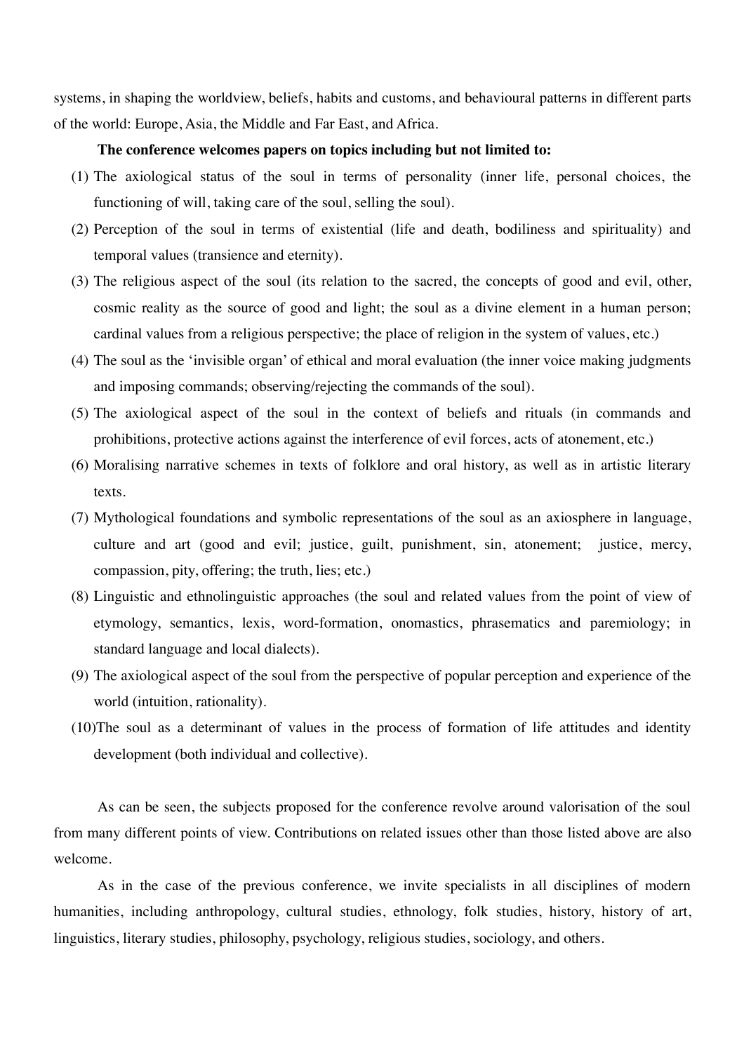systems, in shaping the worldview, beliefs, habits and customs, and behavioural patterns in different parts of the world: Europe, Asia, the Middle and Far East, and Africa.

**The conference welcomes papers on topics including but not limited to:**

(1) The axiological status of the soul in terms of personality (inner life, personal choices, the functioning of will, taking care of the soul, selling the soul).

(2) Perception of the soul in terms of existential (life and death, bodiliness and spirituality) and temporal values (transience and eternity).

(3) The religious aspect of the soul (its relation to the sacred, the concepts of good and evil, other, cosmic reality as the source of good and light; the soul as a divine element in a human person; cardinal values from a religious perspective; the place of religion in the system of values, etc.)

(4) The soul as the 'invisible organ' of ethical and moral evaluation (the inner voice making judgments and imposing commands; observing/rejecting the commands of the soul).

(5) The axiological aspect of the soul in the context of beliefs and rituals (in commands and prohibitions, protective actions against the interference of evil forces, acts of atonement, etc.)

(6) Moralising narrative schemes in texts of folklore and oral history, as well as in artistic literary texts.

(7) Mythological foundations and symbolic representations of the soul as an axiosphere in language, culture and art (good and evil; justice, guilt, punishment, sin, atonement; justice, mercy, compassion, pity, offering; the truth, lies; etc.)

(8) Linguistic and ethnolinguistic approaches (the soul and related values from the point of view of etymology, semantics, lexis, word-formation, onomastics, phrasematics and paremiology; in standard language and local dialects).

(9) The axiological aspect of the soul from the perspective of popular perception and experience of the world (intuition, rationality).

(10) The soul as a determinant of values in the process of formation of life attitudes and identity development (both individual and collective).

As can be seen, the subjects proposed for the conference revolve around valorisation of the soul from many different points of view. Contributions on related issues other than those listed above are also welcome.

As in the case of the previous conference, we invite specialists in all disciplines of modern humanities, including anthropology, cultural studies, ethnology, folk studies, history, history of art, linguistics, literary studies, philosophy, psychology, religious studies, sociology, and others.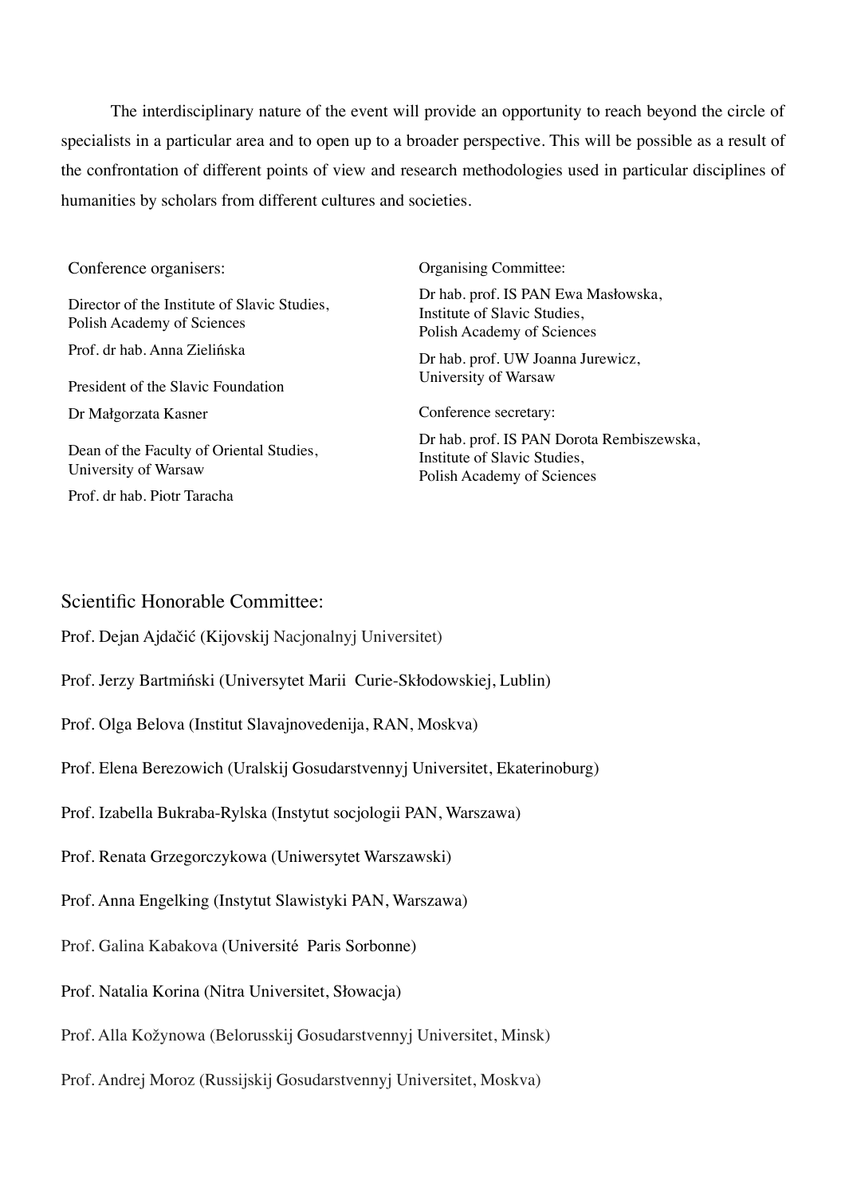The interdisciplinary nature of the event will provide an opportunity to reach beyond the circle of specialists in a particular area and to open up to a broader perspective. This will be possible as a result of the confrontation of different points of view and research methodologies used in particular disciplines of humanities by scholars from different cultures and societies.

Conference organisers:

Director of the Institute of Slavic Studies, Polish Academy of Sciences
Prof. dr hab. Anna Zielińska

President of the Slavic Foundation
Dr Małgorzata Kasner

Dean of the Faculty of Oriental Studies, University of Warsaw
Prof. dr hab. Piotr Taracha

Organising Committee:

Dr hab. prof. IS PAN Ewa Masłowska,
Institute of Slavic Studies,
Polish Academy of Sciences

Dr hab. prof. UW Joanna Jurewicz,
University of Warsaw

Conference secretary:

Dr hab. prof. IS PAN Dorota Rembiszewska,
Institute of Slavic Studies,
Polish Academy of Sciences

## Scientific Honorable Committee:

Prof. Dejan Ajdačić (Kijovskij Nacjonalnyj Universitet)

Prof. Jerzy Bartmiński (Universytet Marii Curie-Skłodowskiej, Lublin)

Prof. Olga Belova (Institut Slavajnovedenija, RAN, Moskva)

Prof. Elena Berezowich (Uralskij Gosudarstvennyj Universitet, Ekaterinoburg)

Prof. Izabella Bukraba-Rylska (Instytut socjologii PAN, Warszawa)

Prof. Renata Grzegorczykowa (Uniwersytet Warszawski)

Prof. Anna Engelking (Instytut Slawistyki PAN, Warszawa)

Prof. Galina Kabakova (Université Paris Sorbonne)

Prof. Natalia Korina (Nitra Universitet, Słowacja)

Prof. Alla Kožynowa (Belorusskij Gosudarstvennyj Universitet, Minsk)

Prof. Andrej Moroz (Russijskij Gosudarstvennyj Universitet, Moskva)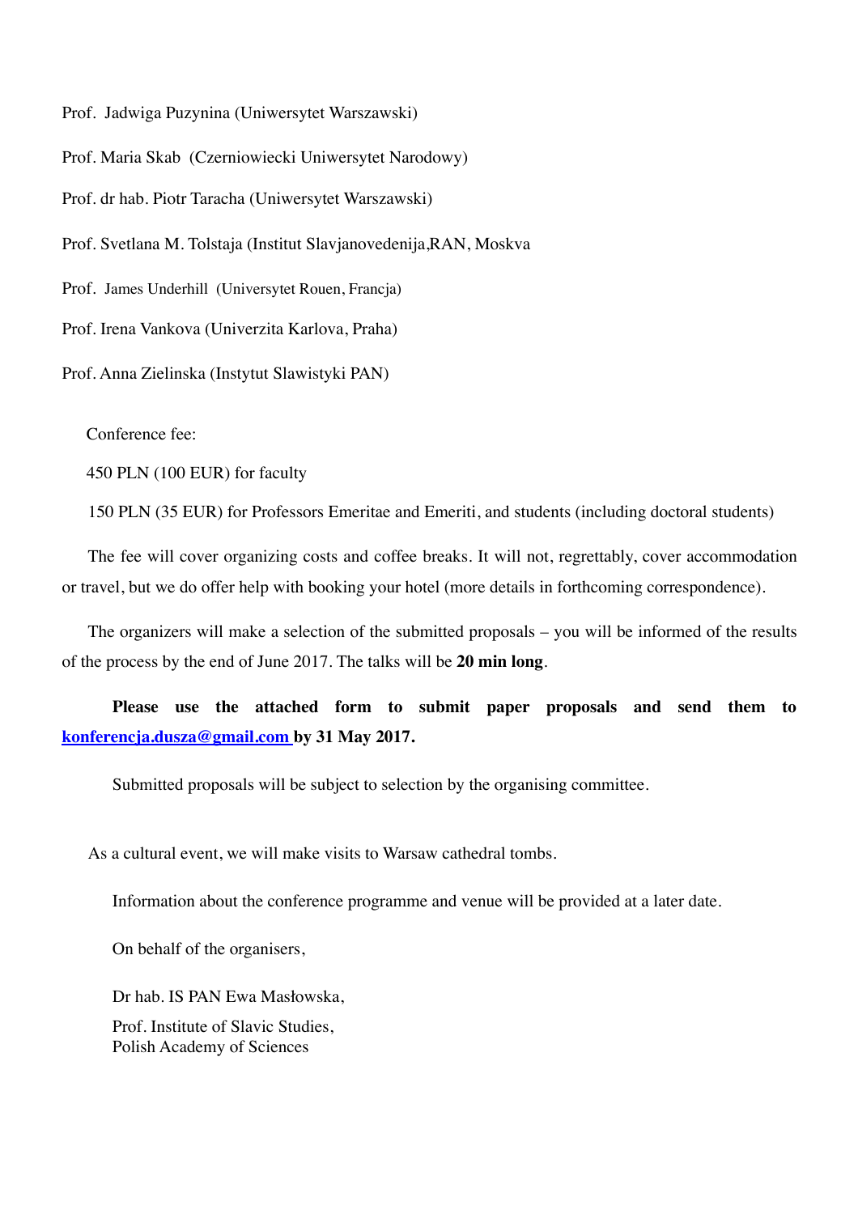Prof. Jadwiga Puzynina (Uniwersytet Warszawski)

Prof. Maria Skab (Czerniowiecki Uniwersytet Narodowy)

Prof. dr hab. Piotr Taracha (Uniwersytet Warszawski)

Prof. Svetlana M. Tolstaja (Institut Slavjanovedenija,RAN, Moskva

Prof. James Underhill (Universytet Rouen, Francja)

Prof. Irena Vankova (Univerzita Karlova, Praha)

Prof. Anna Zielinska (Instytut Slawistyki PAN)

Conference fee:

450 PLN (100 EUR) for faculty

150 PLN (35 EUR) for Professors Emeritae and Emeriti, and students (including doctoral students)

The fee will cover organizing costs and coffee breaks. It will not, regrettably, cover accommodation or travel, but we do offer help with booking your hotel (more details in forthcoming correspondence).

The organizers will make a selection of the submitted proposals – you will be informed of the results of the process by the end of June 2017. The talks will be **20 min long**.

**Please use the attached form to submit paper proposals and send them to konferencja.dusza@gmail.com by 31 May 2017.**

Submitted proposals will be subject to selection by the organising committee.

As a cultural event, we will make visits to Warsaw cathedral tombs.

Information about the conference programme and venue will be provided at a later date.

On behalf of the organisers,

Dr hab. IS PAN Ewa Masłowska,
Prof. Institute of Slavic Studies,
Polish Academy of Sciences